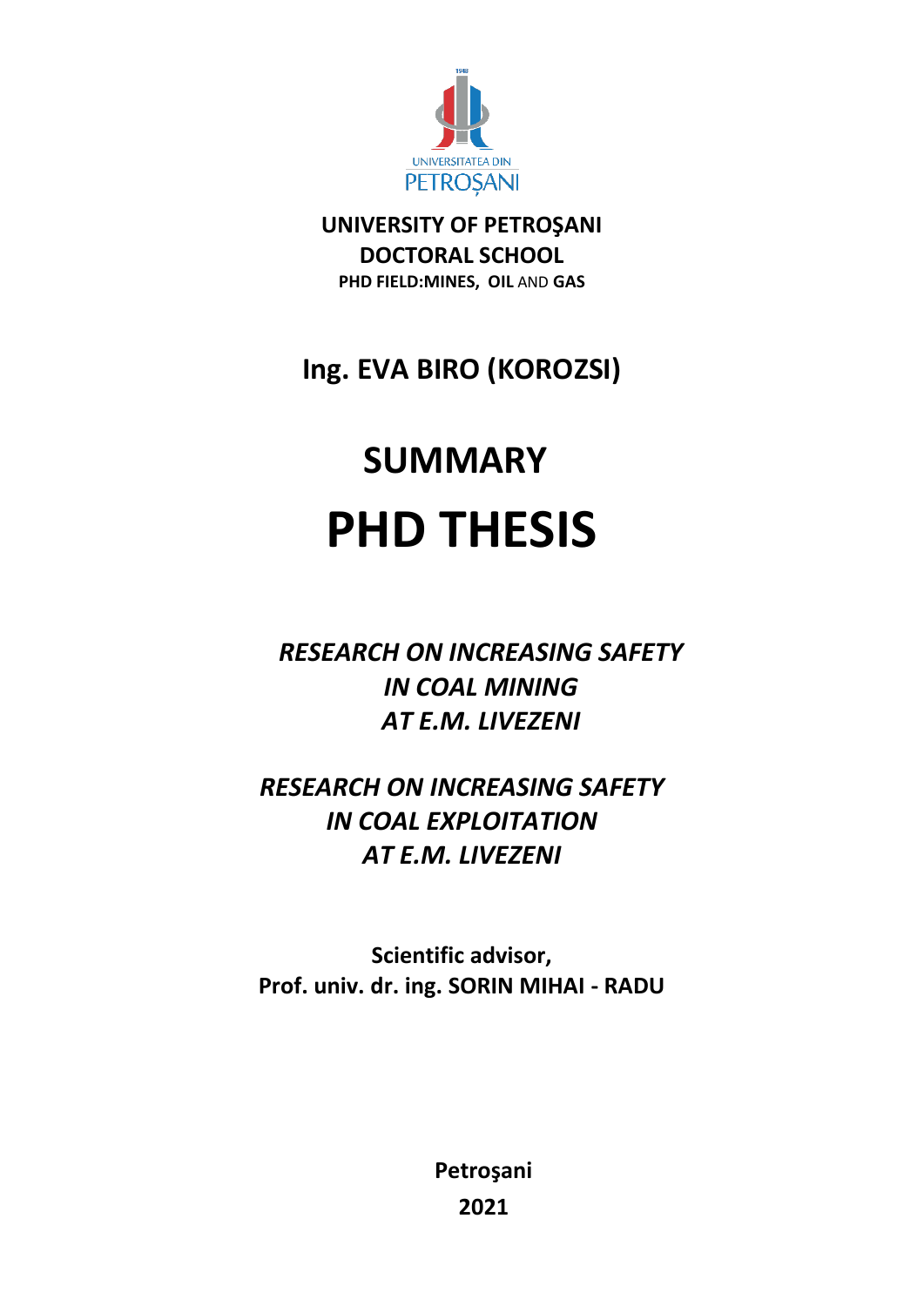UNIVERSITATEA DIN PETROȘANI

**UNIVERSITY OF PETROŞANI**
**DOCTORAL SCHOOL**
**PHD FIELD:MINES, OIL** AND **GAS**

**Ing. EVA BIRO (KOROZSI)**

# SUMMARY

# PHD THESIS

***RESEARCH ON INCREASING SAFETY IN COAL MINING AT E.M. LIVEZENI***

***RESEARCH ON INCREASING SAFETY IN COAL EXPLOITATION AT E.M. LIVEZENI***

**Scientific advisor,**
**Prof. univ. dr. ing. SORIN MIHAI - RADU**

**Petroşani**
**2021**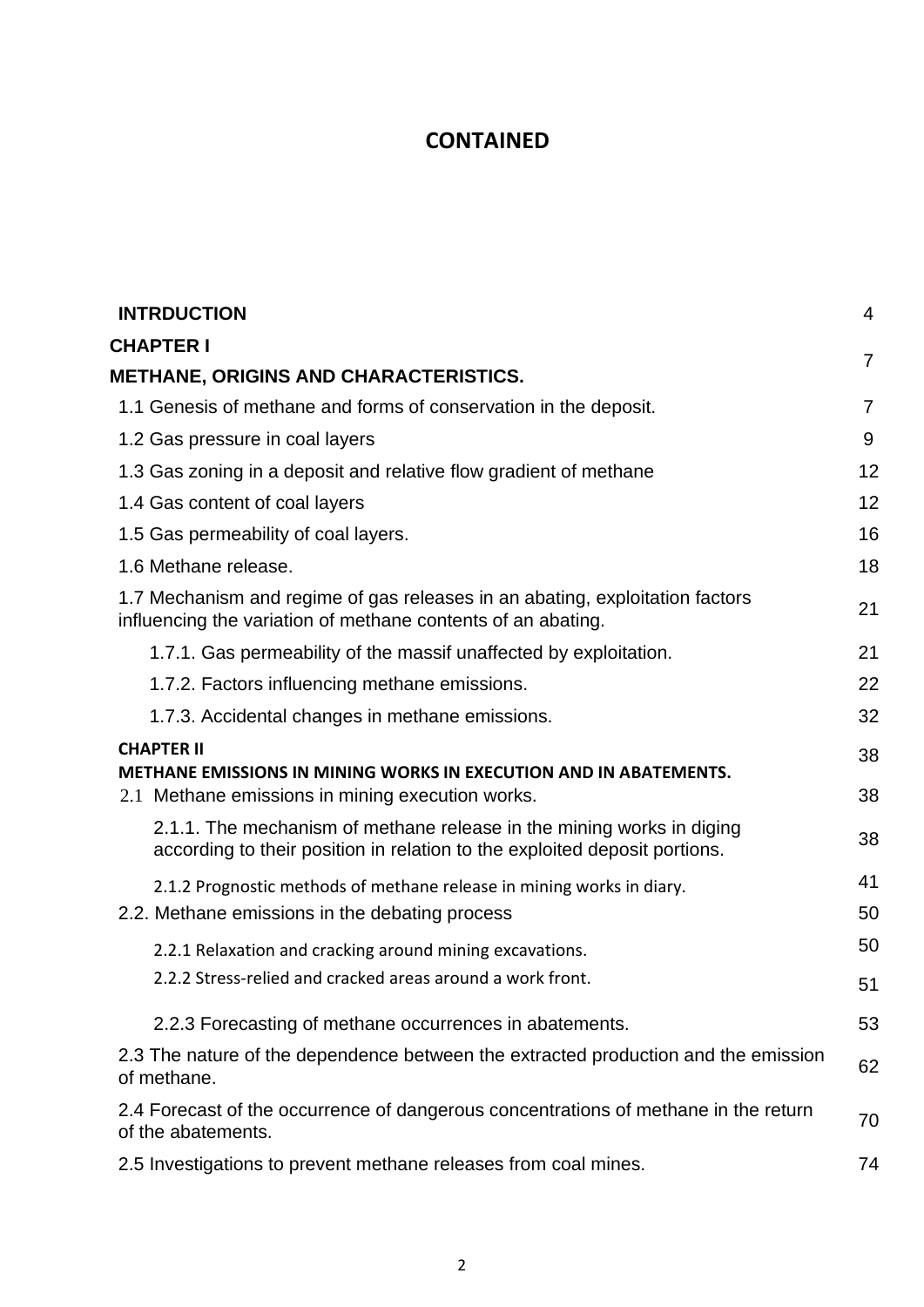# CONTAINED

| | |
|---|---|
| **INTRDUCTION** | 4 |
| **CHAPTER I**<br>**METHANE, ORIGINS AND CHARACTERISTICS.** | 7 |
| 1.1 Genesis of methane and forms of conservation in the deposit. | 7 |
| 1.2 Gas pressure in coal layers | 9 |
| 1.3 Gas zoning in a deposit and relative flow gradient of methane | 12 |
| 1.4 Gas content of coal layers | 12 |
| 1.5 Gas permeability of coal layers. | 16 |
| 1.6 Methane release. | 18 |
| 1.7 Mechanism and regime of gas releases in an abating, exploitation factors influencing the variation of methane contents of an abating. | 21 |
| 1.7.1. Gas permeability of the massif unaffected by exploitation. | 21 |
| 1.7.2. Factors influencing methane emissions. | 22 |
| 1.7.3. Accidental changes in methane emissions. | 32 |
| **CHAPTER II**<br>**METHANE EMISSIONS IN MINING WORKS IN EXECUTION AND IN ABATEMENTS.** | 38 |
| 2.1 Methane emissions in mining execution works. | 38 |
| 2.1.1. The mechanism of methane release in the mining works in diging according to their position in relation to the exploited deposit portions. | 38 |
| 2.1.2 Prognostic methods of methane release in mining works in diary. | 41 |
| 2.2. Methane emissions in the debating process | 50 |
| 2.2.1 Relaxation and cracking around mining excavations. | 50 |
| 2.2.2 Stress-relied and cracked areas around a work front. | 51 |
| 2.2.3 Forecasting of methane occurrences in abatements. | 53 |
| 2.3 The nature of the dependence between the extracted production and the emission of methane. | 62 |
| 2.4 Forecast of the occurrence of dangerous concentrations of methane in the return of the abatements. | 70 |
| 2.5 Investigations to prevent methane releases from coal mines. | 74 |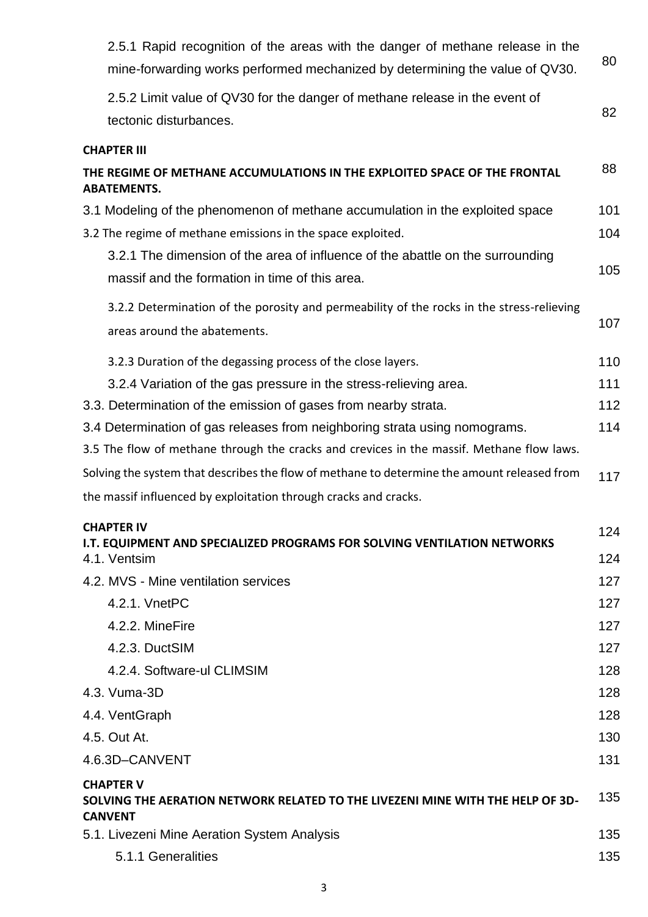| | |
|---|---|
| 2.5.1 Rapid recognition of the areas with the danger of methane release in the mine-forwarding works performed mechanized by determining the value of QV30. | 80 |
| 2.5.2 Limit value of QV30 for the danger of methane release in the event of tectonic disturbances. | 82 |
| **CHAPTER III** | |
| **THE REGIME OF METHANE ACCUMULATIONS IN THE EXPLOITED SPACE OF THE FRONTAL ABATEMENTS.** | 88 |
| 3.1 Modeling of the phenomenon of methane accumulation in the exploited space | 101 |
| 3.2 The regime of methane emissions in the space exploited. | 104 |
| 3.2.1 The dimension of the area of influence of the abattle on the surrounding massif and the formation in time of this area. | 105 |
| 3.2.2 Determination of the porosity and permeability of the rocks in the stress-relieving areas around the abatements. | 107 |
| 3.2.3 Duration of the degassing process of the close layers. | 110 |
| 3.2.4 Variation of the gas pressure in the stress-relieving area. | 111 |
| 3.3. Determination of the emission of gases from nearby strata. | 112 |
| 3.4 Determination of gas releases from neighboring strata using nomograms. | 114 |
| 3.5 The flow of methane through the cracks and crevices in the massif. Methane flow laws. Solving the system that describes the flow of methane to determine the amount released from the massif influenced by exploitation through cracks and cracks. | 117 |
| **CHAPTER IV** | |
| **I.T. EQUIPMENT AND SPECIALIZED PROGRAMS FOR SOLVING VENTILATION NETWORKS** | 124 |
| 4.1. Ventsim | 124 |
| 4.2. MVS - Mine ventilation services | 127 |
| 4.2.1. VnetPC | 127 |
| 4.2.2. MineFire | 127 |
| 4.2.3. DuctSIM | 127 |
| 4.2.4. Software-ul CLIMSIM | 128 |
| 4.3. Vuma-3D | 128 |
| 4.4. VentGraph | 128 |
| 4.5. Out At. | 130 |
| 4.6.3D–CANVENT | 131 |
| **CHAPTER V** | |
| **SOLVING THE AERATION NETWORK RELATED TO THE LIVEZENI MINE WITH THE HELP OF 3D-CANVENT** | 135 |
| 5.1. Livezeni Mine Aeration System Analysis | 135 |
| 5.1.1 Generalities | 135 |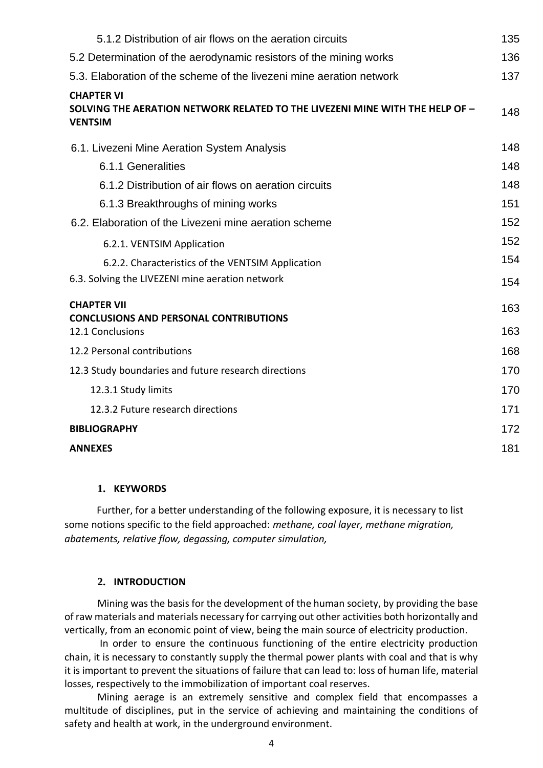| | |
|---|---|
| 5.1.2 Distribution of air flows on the aeration circuits | 135 |
| 5.2 Determination of the aerodynamic resistors of the mining works | 136 |
| 5.3. Elaboration of the scheme of the livezeni mine aeration network | 137 |
| **CHAPTER VI** **SOLVING THE AERATION NETWORK RELATED TO THE LIVEZENI MINE WITH THE HELP OF – VENTSIM** | 148 |
| 6.1. Livezeni Mine Aeration System Analysis | 148 |
| 6.1.1 Generalities | 148 |
| 6.1.2 Distribution of air flows on aeration circuits | 148 |
| 6.1.3 Breakthroughs of mining works | 151 |
| 6.2. Elaboration of the Livezeni mine aeration scheme | 152 |
| 6.2.1. VENTSIM Application | 152 |
| 6.2.2. Characteristics of the VENTSIM Application | 154 |
| 6.3. Solving the LIVEZENI mine aeration network | 154 |
| **CHAPTER VII** **CONCLUSIONS AND PERSONAL CONTRIBUTIONS** | 163 |
| 12.1 Conclusions | 163 |
| 12.2 Personal contributions | 168 |
| 12.3 Study boundaries and future research directions | 170 |
| 12.3.1 Study limits | 170 |
| 12.3.2 Future research directions | 171 |
| **BIBLIOGRAPHY** | 172 |
| **ANNEXES** | 181 |

## 1. KEYWORDS

Further, for a better understanding of the following exposure, it is necessary to list some notions specific to the field approached: *methane, coal layer, methane migration, abatements, relative flow, degassing, computer simulation,*

## 2. INTRODUCTION

Mining was the basis for the development of the human society, by providing the base of raw materials and materials necessary for carrying out other activities both horizontally and vertically, from an economic point of view, being the main source of electricity production.

In order to ensure the continuous functioning of the entire electricity production chain, it is necessary to constantly supply the thermal power plants with coal and that is why it is important to prevent the situations of failure that can lead to: loss of human life, material losses, respectively to the immobilization of important coal reserves.

Mining aerage is an extremely sensitive and complex field that encompasses a multitude of disciplines, put in the service of achieving and maintaining the conditions of safety and health at work, in the underground environment.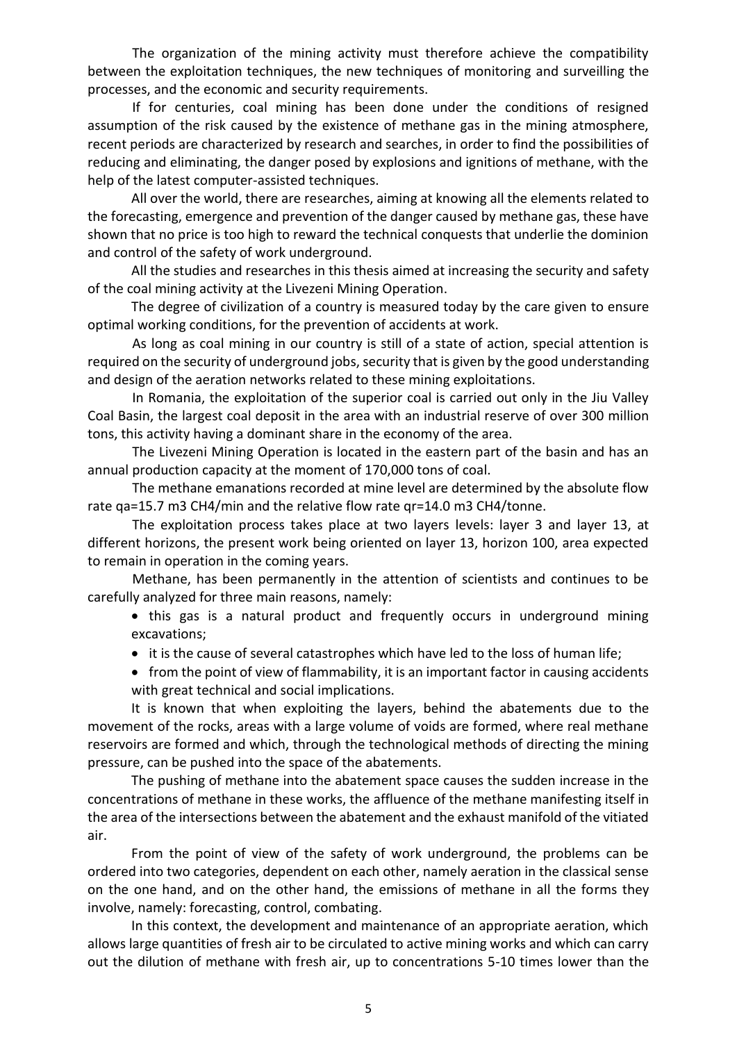The organization of the mining activity must therefore achieve the compatibility between the exploitation techniques, the new techniques of monitoring and surveilling the processes, and the economic and security requirements.

If for centuries, coal mining has been done under the conditions of resigned assumption of the risk caused by the existence of methane gas in the mining atmosphere, recent periods are characterized by research and searches, in order to find the possibilities of reducing and eliminating, the danger posed by explosions and ignitions of methane, with the help of the latest computer-assisted techniques.

All over the world, there are researches, aiming at knowing all the elements related to the forecasting, emergence and prevention of the danger caused by methane gas, these have shown that no price is too high to reward the technical conquests that underlie the dominion and control of the safety of work underground.

All the studies and researches in this thesis aimed at increasing the security and safety of the coal mining activity at the Livezeni Mining Operation.

The degree of civilization of a country is measured today by the care given to ensure optimal working conditions, for the prevention of accidents at work.

As long as coal mining in our country is still of a state of action, special attention is required on the security of underground jobs, security that is given by the good understanding and design of the aeration networks related to these mining exploitations.

In Romania, the exploitation of the superior coal is carried out only in the Jiu Valley Coal Basin, the largest coal deposit in the area with an industrial reserve of over 300 million tons, this activity having a dominant share in the economy of the area.

The Livezeni Mining Operation is located in the eastern part of the basin and has an annual production capacity at the moment of 170,000 tons of coal.

The methane emanations recorded at mine level are determined by the absolute flow rate $q_a$=15.7 $m^3$ $CH_4$/min and the relative flow rate $q_r$=14.0 $m^3$ $CH_4$/tonne.

The exploitation process takes place at two layers levels: layer 3 and layer 13, at different horizons, the present work being oriented on layer 13, horizon 100, area expected to remain in operation in the coming years.

Methane, has been permanently in the attention of scientists and continues to be carefully analyzed for three main reasons, namely:

- this gas is a natural product and frequently occurs in underground mining excavations;
- it is the cause of several catastrophes which have led to the loss of human life;
- from the point of view of flammability, it is an important factor in causing accidents with great technical and social implications.

It is known that when exploiting the layers, behind the abatements due to the movement of the rocks, areas with a large volume of voids are formed, where real methane reservoirs are formed and which, through the technological methods of directing the mining pressure, can be pushed into the space of the abatements.

The pushing of methane into the abatement space causes the sudden increase in the concentrations of methane in these works, the affluence of the methane manifesting itself in the area of the intersections between the abatement and the exhaust manifold of the vitiated air.

From the point of view of the safety of work underground, the problems can be ordered into two categories, dependent on each other, namely aeration in the classical sense on the one hand, and on the other hand, the emissions of methane in all the forms they involve, namely: forecasting, control, combating.

In this context, the development and maintenance of an appropriate aeration, which allows large quantities of fresh air to be circulated to active mining works and which can carry out the dilution of methane with fresh air, up to concentrations 5-10 times lower than the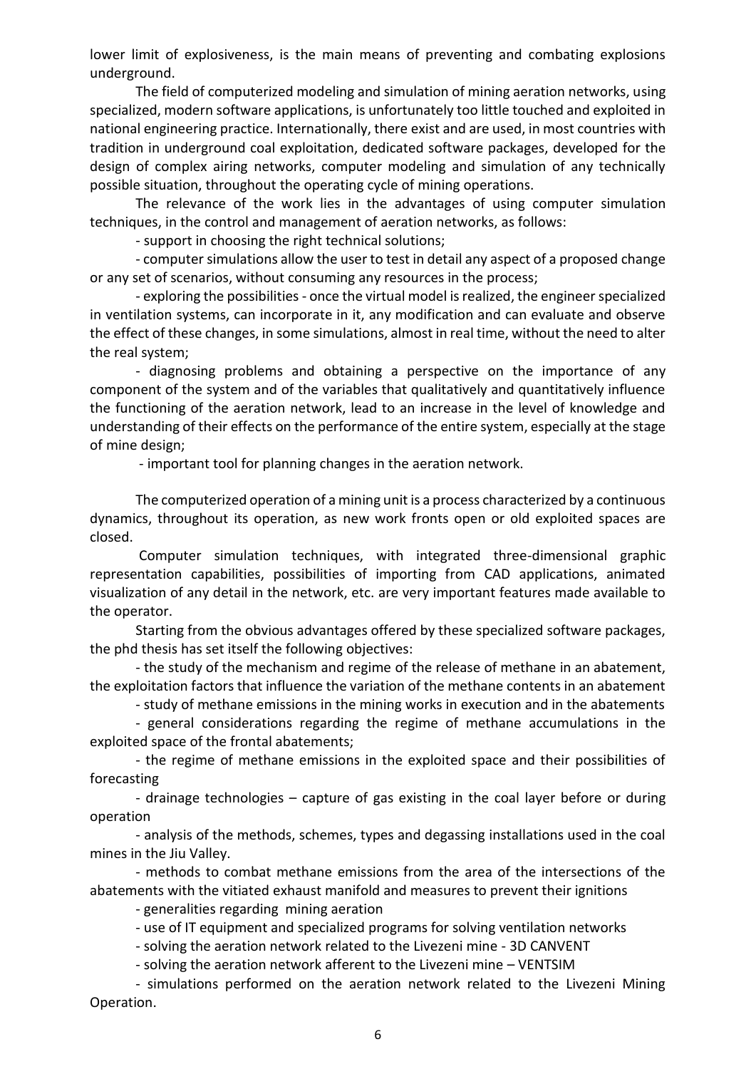lower limit of explosiveness, is the main means of preventing and combating explosions underground.

The field of computerized modeling and simulation of mining aeration networks, using specialized, modern software applications, is unfortunately too little touched and exploited in national engineering practice. Internationally, there exist and are used, in most countries with tradition in underground coal exploitation, dedicated software packages, developed for the design of complex airing networks, computer modeling and simulation of any technically possible situation, throughout the operating cycle of mining operations.

The relevance of the work lies in the advantages of using computer simulation techniques, in the control and management of aeration networks, as follows:

- support in choosing the right technical solutions;
- computer simulations allow the user to test in detail any aspect of a proposed change or any set of scenarios, without consuming any resources in the process;
- exploring the possibilities - once the virtual model is realized, the engineer specialized in ventilation systems, can incorporate in it, any modification and can evaluate and observe the effect of these changes, in some simulations, almost in real time, without the need to alter the real system;
- diagnosing problems and obtaining a perspective on the importance of any component of the system and of the variables that qualitatively and quantitatively influence the functioning of the aeration network, lead to an increase in the level of knowledge and understanding of their effects on the performance of the entire system, especially at the stage of mine design;
- important tool for planning changes in the aeration network.

The computerized operation of a mining unit is a process characterized by a continuous dynamics, throughout its operation, as new work fronts open or old exploited spaces are closed.

Computer simulation techniques, with integrated three-dimensional graphic representation capabilities, possibilities of importing from CAD applications, animated visualization of any detail in the network, etc. are very important features made available to the operator.

Starting from the obvious advantages offered by these specialized software packages, the phd thesis has set itself the following objectives:

- the study of the mechanism and regime of the release of methane in an abatement, the exploitation factors that influence the variation of the methane contents in an abatement
- study of methane emissions in the mining works in execution and in the abatements
- general considerations regarding the regime of methane accumulations in the exploited space of the frontal abatements;
- the regime of methane emissions in the exploited space and their possibilities of forecasting
- drainage technologies – capture of gas existing in the coal layer before or during operation
- analysis of the methods, schemes, types and degassing installations used in the coal mines in the Jiu Valley.
- methods to combat methane emissions from the area of the intersections of the abatements with the vitiated exhaust manifold and measures to prevent their ignitions
- generalities regarding mining aeration
- use of IT equipment and specialized programs for solving ventilation networks
- solving the aeration network related to the Livezeni mine - 3D CANVENT
- solving the aeration network afferent to the Livezeni mine – VENTSIM
- simulations performed on the aeration network related to the Livezeni Mining Operation.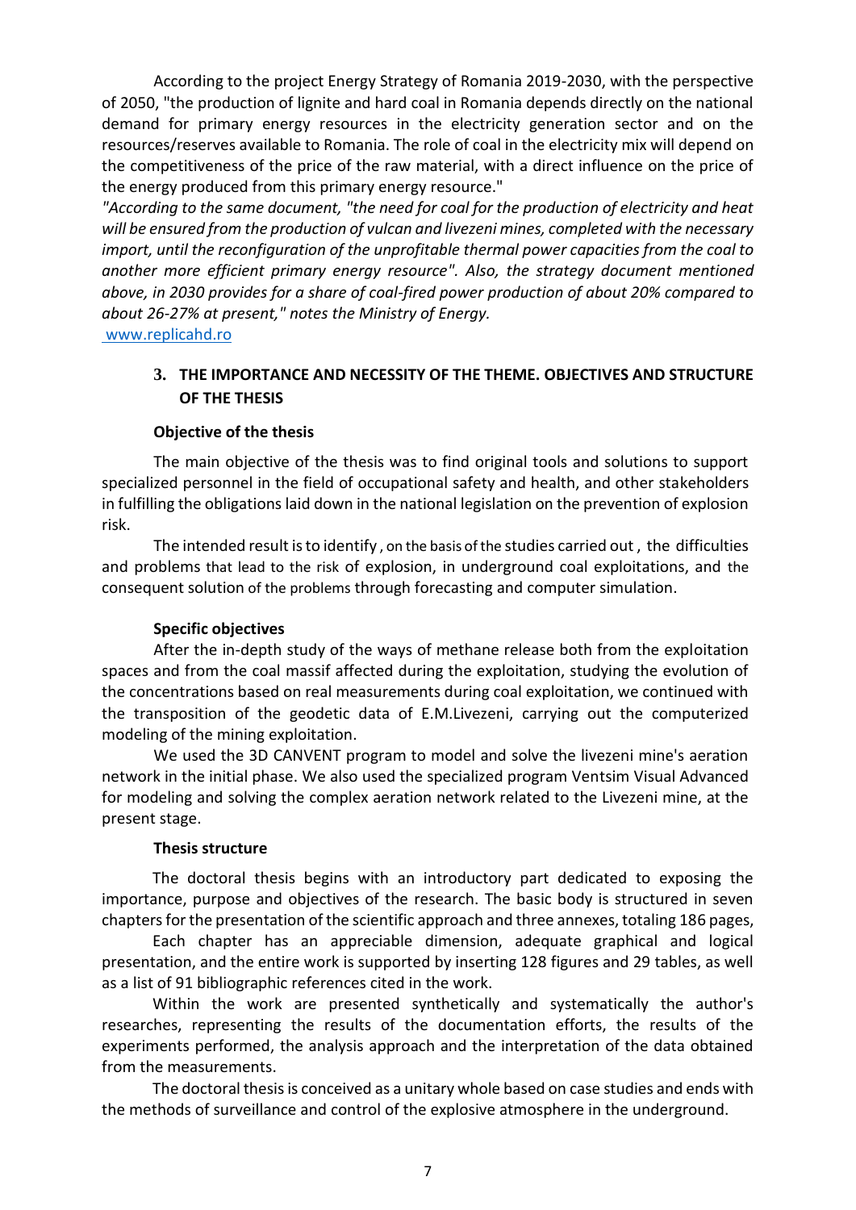According to the project Energy Strategy of Romania 2019-2030, with the perspective of 2050, "the production of lignite and hard coal in Romania depends directly on the national demand for primary energy resources in the electricity generation sector and on the resources/reserves available to Romania. The role of coal in the electricity mix will depend on the competitiveness of the price of the raw material, with a direct influence on the price of the energy produced from this primary energy resource."

*"According to the same document, "the need for coal for the production of electricity and heat will be ensured from the production of vulcan and livezeni mines, completed with the necessary import, until the reconfiguration of the unprofitable thermal power capacities from the coal to another more efficient primary energy resource". Also, the strategy document mentioned above, in 2030 provides for a share of coal-fired power production of about 20% compared to about 26-27% at present," notes the Ministry of Energy.*

www.replicahd.ro

## 3. THE IMPORTANCE AND NECESSITY OF THE THEME. OBJECTIVES AND STRUCTURE OF THE THESIS

### Objective of the thesis

The main objective of the thesis was to find original tools and solutions to support specialized personnel in the field of occupational safety and health, and other stakeholders in fulfilling the obligations laid down in the national legislation on the prevention of explosion risk.

The intended result is to identify , on the basis of the studies carried out , the difficulties and problems that lead to the risk of explosion, in underground coal exploitations, and the consequent solution of the problems through forecasting and computer simulation.

### Specific objectives

After the in-depth study of the ways of methane release both from the exploitation spaces and from the coal massif affected during the exploitation, studying the evolution of the concentrations based on real measurements during coal exploitation, we continued with the transposition of the geodetic data of E.M.Livezeni, carrying out the computerized modeling of the mining exploitation.

We used the 3D CANVENT program to model and solve the livezeni mine's aeration network in the initial phase. We also used the specialized program Ventsim Visual Advanced for modeling and solving the complex aeration network related to the Livezeni mine, at the present stage.

### Thesis structure

The doctoral thesis begins with an introductory part dedicated to exposing the importance, purpose and objectives of the research. The basic body is structured in seven chapters for the presentation of the scientific approach and three annexes, totaling 186 pages,

Each chapter has an appreciable dimension, adequate graphical and logical presentation, and the entire work is supported by inserting 128 figures and 29 tables, as well as a list of 91 bibliographic references cited in the work.

Within the work are presented synthetically and systematically the author's researches, representing the results of the documentation efforts, the results of the experiments performed, the analysis approach and the interpretation of the data obtained from the measurements.

The doctoral thesis is conceived as a unitary whole based on case studies and ends with the methods of surveillance and control of the explosive atmosphere in the underground.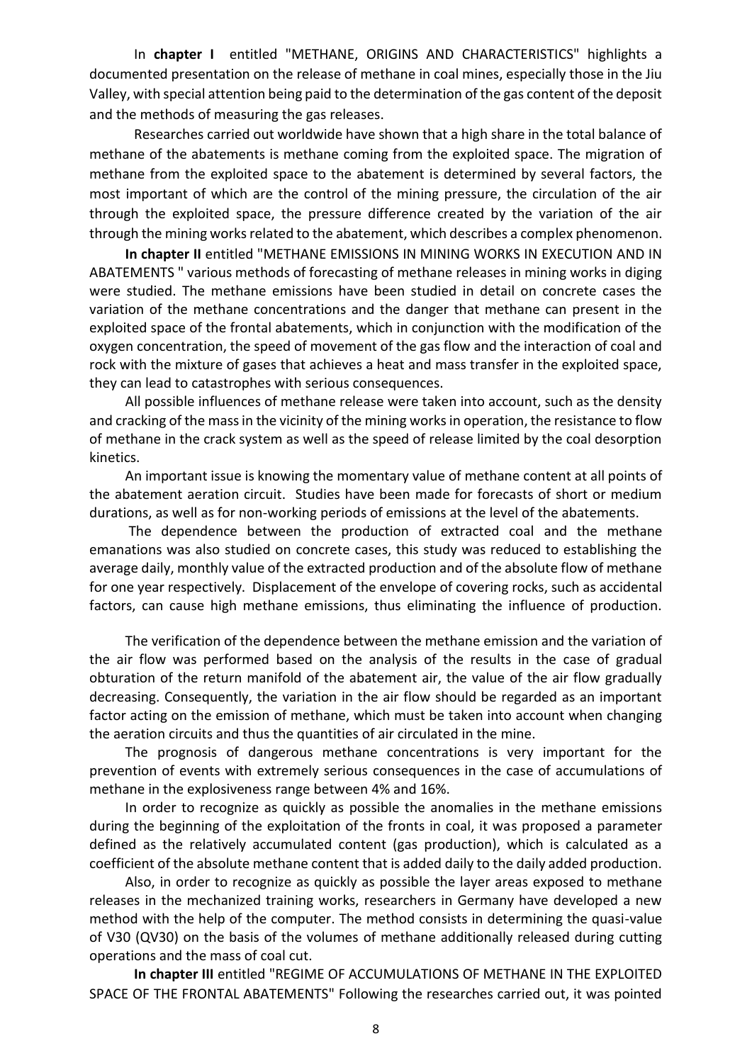In **chapter I** entitled "METHANE, ORIGINS AND CHARACTERISTICS" highlights a documented presentation on the release of methane in coal mines, especially those in the Jiu Valley, with special attention being paid to the determination of the gas content of the deposit and the methods of measuring the gas releases.

Researches carried out worldwide have shown that a high share in the total balance of methane of the abatements is methane coming from the exploited space. The migration of methane from the exploited space to the abatement is determined by several factors, the most important of which are the control of the mining pressure, the circulation of the air through the exploited space, the pressure difference created by the variation of the air through the mining works related to the abatement, which describes a complex phenomenon.

**In chapter II** entitled "METHANE EMISSIONS IN MINING WORKS IN EXECUTION AND IN ABATEMENTS " various methods of forecasting of methane releases in mining works in diging were studied. The methane emissions have been studied in detail on concrete cases the variation of the methane concentrations and the danger that methane can present in the exploited space of the frontal abatements, which in conjunction with the modification of the oxygen concentration, the speed of movement of the gas flow and the interaction of coal and rock with the mixture of gases that achieves a heat and mass transfer in the exploited space, they can lead to catastrophes with serious consequences.

All possible influences of methane release were taken into account, such as the density and cracking of the mass in the vicinity of the mining works in operation, the resistance to flow of methane in the crack system as well as the speed of release limited by the coal desorption kinetics.

An important issue is knowing the momentary value of methane content at all points of the abatement aeration circuit. Studies have been made for forecasts of short or medium durations, as well as for non-working periods of emissions at the level of the abatements.

The dependence between the production of extracted coal and the methane emanations was also studied on concrete cases, this study was reduced to establishing the average daily, monthly value of the extracted production and of the absolute flow of methane for one year respectively. Displacement of the envelope of covering rocks, such as accidental factors, can cause high methane emissions, thus eliminating the influence of production.

The verification of the dependence between the methane emission and the variation of the air flow was performed based on the analysis of the results in the case of gradual obturation of the return manifold of the abatement air, the value of the air flow gradually decreasing. Consequently, the variation in the air flow should be regarded as an important factor acting on the emission of methane, which must be taken into account when changing the aeration circuits and thus the quantities of air circulated in the mine.

The prognosis of dangerous methane concentrations is very important for the prevention of events with extremely serious consequences in the case of accumulations of methane in the explosiveness range between 4% and 16%.

In order to recognize as quickly as possible the anomalies in the methane emissions during the beginning of the exploitation of the fronts in coal, it was proposed a parameter defined as the relatively accumulated content (gas production), which is calculated as a coefficient of the absolute methane content that is added daily to the daily added production.

Also, in order to recognize as quickly as possible the layer areas exposed to methane releases in the mechanized training works, researchers in Germany have developed a new method with the help of the computer. The method consists in determining the quasi-value of V30 (QV30) on the basis of the volumes of methane additionally released during cutting operations and the mass of coal cut.

**In chapter III** entitled "REGIME OF ACCUMULATIONS OF METHANE IN THE EXPLOITED SPACE OF THE FRONTAL ABATEMENTS" Following the researches carried out, it was pointed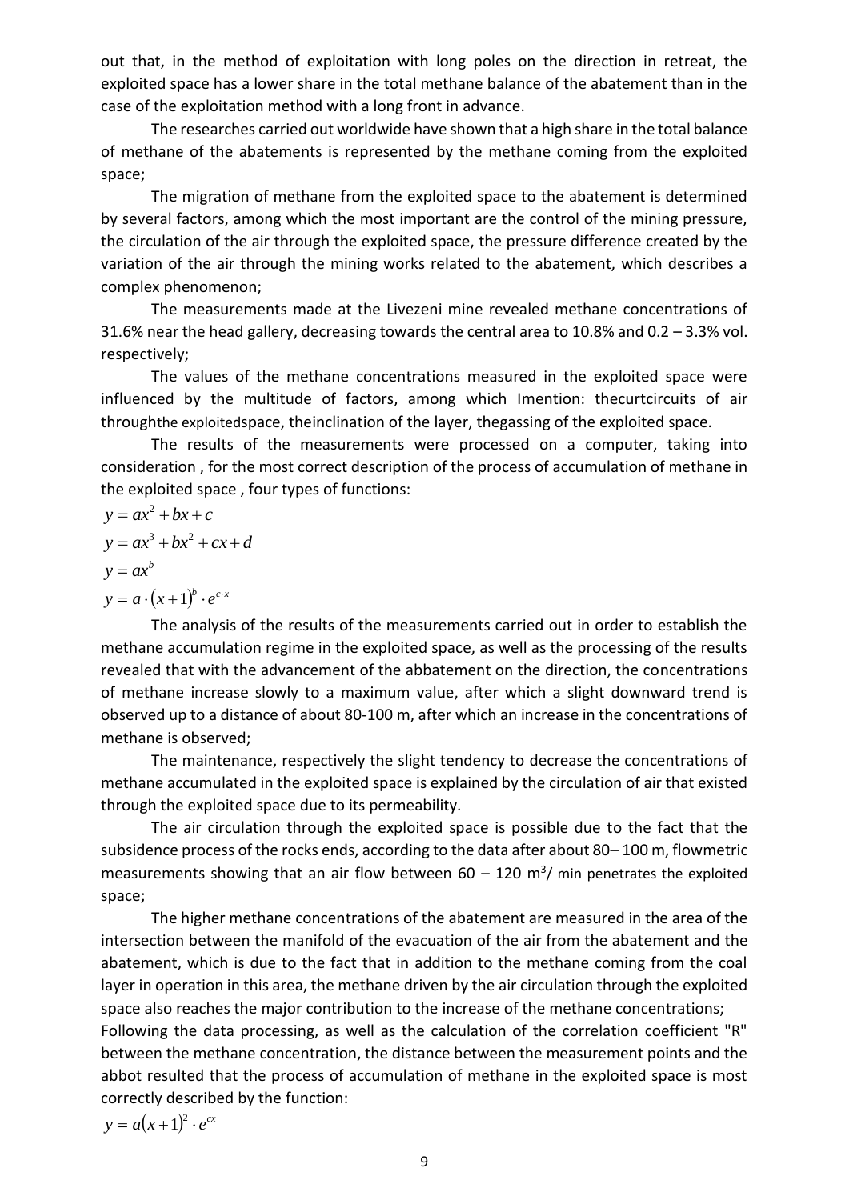out that, in the method of exploitation with long poles on the direction in retreat, the exploited space has a lower share in the total methane balance of the abatement than in the case of the exploitation method with a long front in advance.

The researches carried out worldwide have shown that a high share in the total balance of methane of the abatements is represented by the methane coming from the exploited space;

The migration of methane from the exploited space to the abatement is determined by several factors, among which the most important are the control of the mining pressure, the circulation of the air through the exploited space, the pressure difference created by the variation of the air through the mining works related to the abatement, which describes a complex phenomenon;

The measurements made at the Livezeni mine revealed methane concentrations of 31.6% near the head gallery, decreasing towards the central area to 10.8% and 0.2 – 3.3% vol. respectively;

The values of the methane concentrations measured in the exploited space were influenced by the multitude of factors, among which Imention: thecurtcircuits of air throughthe exploitedspace, theinclination of the layer, thegassing of the exploited space.

The results of the measurements were processed on a computer, taking into consideration , for the most correct description of the process of accumulation of methane in the exploited space , four types of functions:

$$y = ax^2 + bx + c$$

$$y = ax^3 + bx^2 + cx + d$$

$$y = ax^b$$

$$y = a \cdot (x+1)^b \cdot e^{c \cdot x}$$

The analysis of the results of the measurements carried out in order to establish the methane accumulation regime in the exploited space, as well as the processing of the results revealed that with the advancement of the abbatement on the direction, the concentrations of methane increase slowly to a maximum value, after which a slight downward trend is observed up to a distance of about 80-100 m, after which an increase in the concentrations of methane is observed;

The maintenance, respectively the slight tendency to decrease the concentrations of methane accumulated in the exploited space is explained by the circulation of air that existed through the exploited space due to its permeability.

The air circulation through the exploited space is possible due to the fact that the subsidence process of the rocks ends, according to the data after about 80– 100 m, flowmetric measurements showing that an air flow between 60 – 120 m$^3$/ min penetrates the exploited space;

The higher methane concentrations of the abatement are measured in the area of the intersection between the manifold of the evacuation of the air from the abatement and the abatement, which is due to the fact that in addition to the methane coming from the coal layer in operation in this area, the methane driven by the air circulation through the exploited space also reaches the major contribution to the increase of the methane concentrations;

Following the data processing, as well as the calculation of the correlation coefficient "R" between the methane concentration, the distance between the measurement points and the abbot resulted that the process of accumulation of methane in the exploited space is most correctly described by the function:

$$y = a(x+1)^2 \cdot e^{cx}$$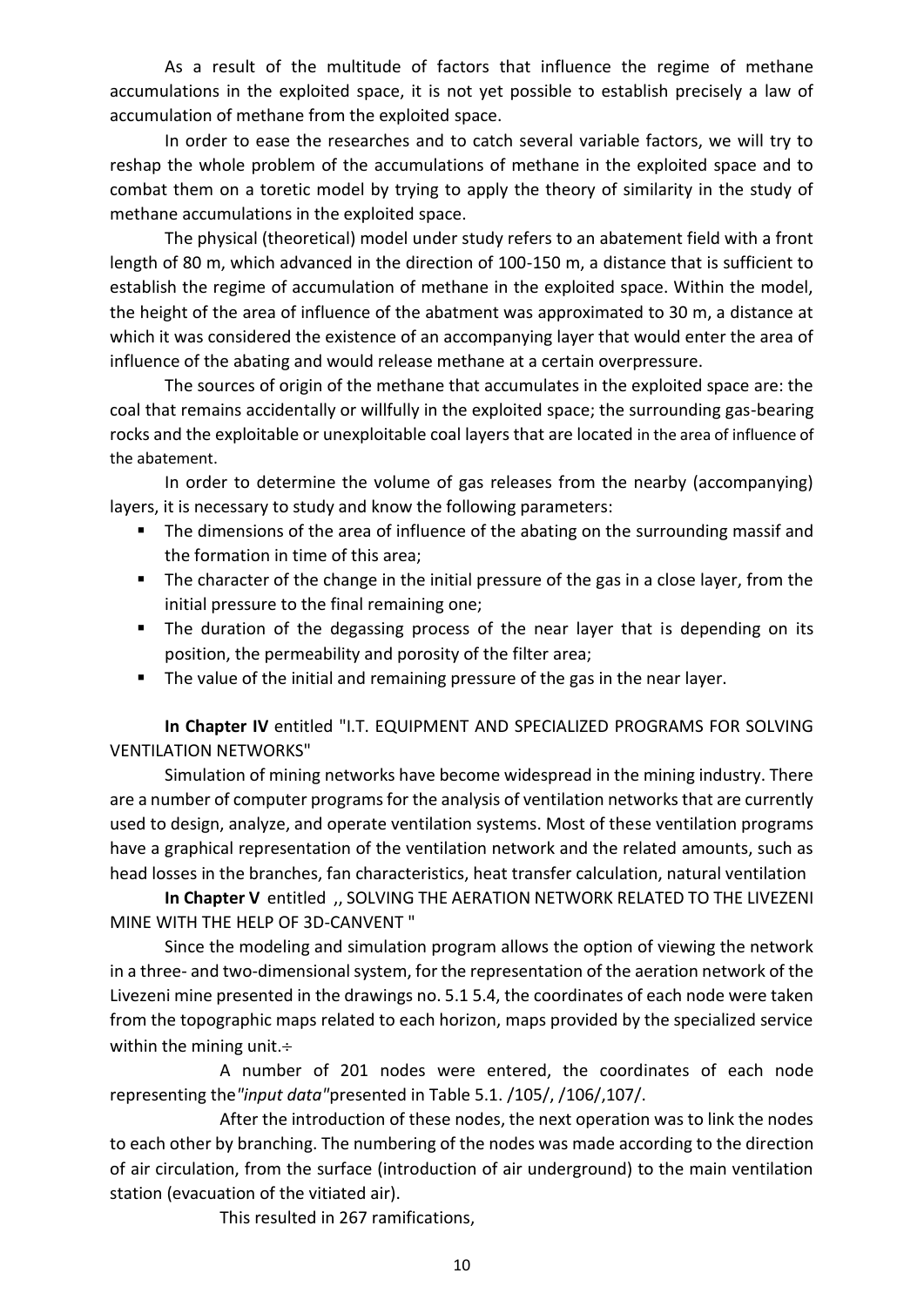As a result of the multitude of factors that influence the regime of methane accumulations in the exploited space, it is not yet possible to establish precisely a law of accumulation of methane from the exploited space.

In order to ease the researches and to catch several variable factors, we will try to reshap the whole problem of the accumulations of methane in the exploited space and to combat them on a toretic model by trying to apply the theory of similarity in the study of methane accumulations in the exploited space.

The physical (theoretical) model under study refers to an abatement field with a front length of 80 m, which advanced in the direction of 100-150 m, a distance that is sufficient to establish the regime of accumulation of methane in the exploited space. Within the model, the height of the area of influence of the abatment was approximated to 30 m, a distance at which it was considered the existence of an accompanying layer that would enter the area of influence of the abating and would release methane at a certain overpressure.

The sources of origin of the methane that accumulates in the exploited space are: the coal that remains accidentally or willfully in the exploited space; the surrounding gas-bearing rocks and the exploitable or unexploitable coal layers that are located in the area of influence of the abatement.

In order to determine the volume of gas releases from the nearby (accompanying) layers, it is necessary to study and know the following parameters:

- The dimensions of the area of influence of the abating on the surrounding massif and the formation in time of this area;
- The character of the change in the initial pressure of the gas in a close layer, from the initial pressure to the final remaining one;
- The duration of the degassing process of the near layer that is depending on its position, the permeability and porosity of the filter area;
- The value of the initial and remaining pressure of the gas in the near layer.

**In Chapter IV** entitled "I.T. EQUIPMENT AND SPECIALIZED PROGRAMS FOR SOLVING VENTILATION NETWORKS"

Simulation of mining networks have become widespread in the mining industry. There are a number of computer programs for the analysis of ventilation networks that are currently used to design, analyze, and operate ventilation systems. Most of these ventilation programs have a graphical representation of the ventilation network and the related amounts, such as head losses in the branches, fan characteristics, heat transfer calculation, natural ventilation

**In Chapter V** entitled ,, SOLVING THE AERATION NETWORK RELATED TO THE LIVEZENI MINE WITH THE HELP OF 3D-CANVENT "

Since the modeling and simulation program allows the option of viewing the network in a three- and two-dimensional system, for the representation of the aeration network of the Livezeni mine presented in the drawings no. 5.1 5.4, the coordinates of each node were taken from the topographic maps related to each horizon, maps provided by the specialized service within the mining unit.÷

A number of 201 nodes were entered, the coordinates of each node representing the*"input data"*presented in Table 5.1. /105/, /106/,107/.

After the introduction of these nodes, the next operation was to link the nodes to each other by branching. The numbering of the nodes was made according to the direction of air circulation, from the surface (introduction of air underground) to the main ventilation station (evacuation of the vitiated air).

This resulted in 267 ramifications,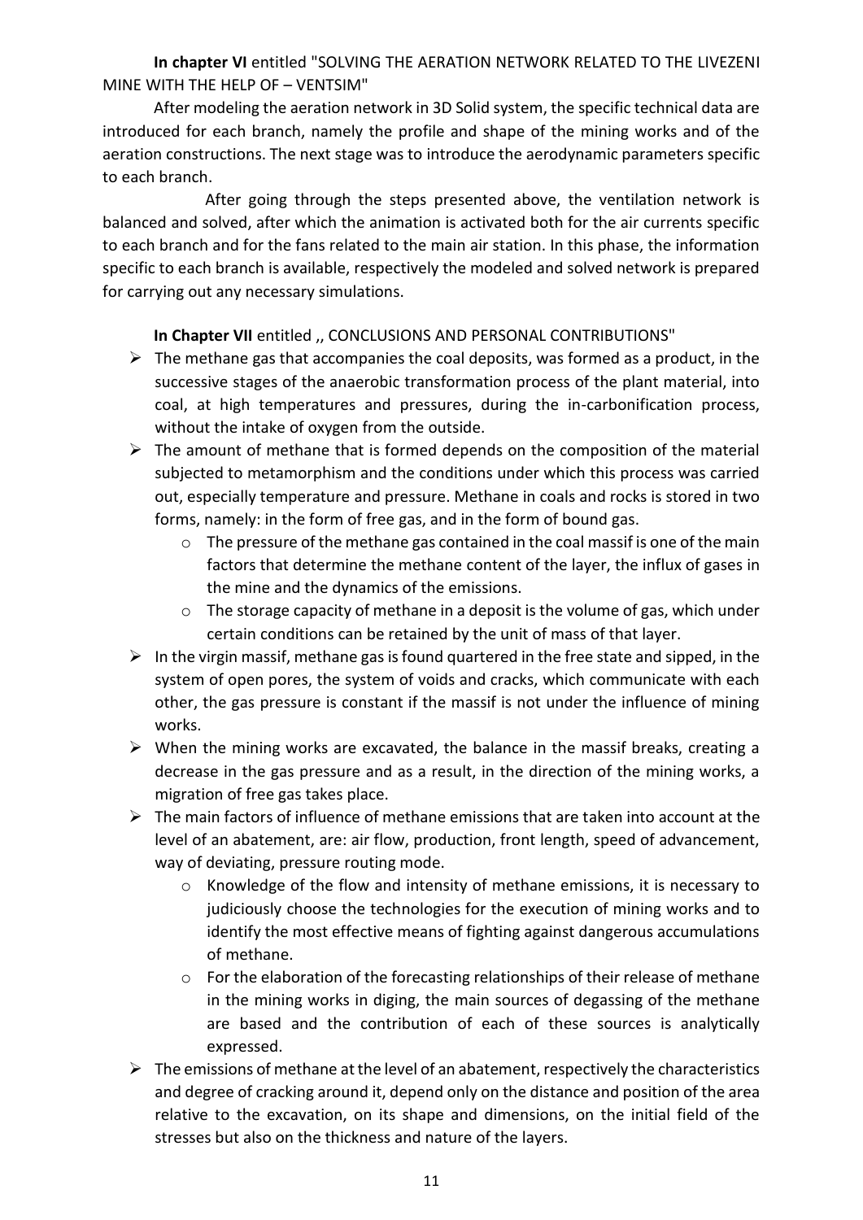**In chapter VI** entitled "SOLVING THE AERATION NETWORK RELATED TO THE LIVEZENI MINE WITH THE HELP OF – VENTSIM"

After modeling the aeration network in 3D Solid system, the specific technical data are introduced for each branch, namely the profile and shape of the mining works and of the aeration constructions. The next stage was to introduce the aerodynamic parameters specific to each branch.

After going through the steps presented above, the ventilation network is balanced and solved, after which the animation is activated both for the air currents specific to each branch and for the fans related to the main air station. In this phase, the information specific to each branch is available, respectively the modeled and solved network is prepared for carrying out any necessary simulations.

**In Chapter VII** entitled ,, CONCLUSIONS AND PERSONAL CONTRIBUTIONS"

- The methane gas that accompanies the coal deposits, was formed as a product, in the successive stages of the anaerobic transformation process of the plant material, into coal, at high temperatures and pressures, during the in-carbonification process, without the intake of oxygen from the outside.
- The amount of methane that is formed depends on the composition of the material subjected to metamorphism and the conditions under which this process was carried out, especially temperature and pressure. Methane in coals and rocks is stored in two forms, namely: in the form of free gas, and in the form of bound gas.
  - The pressure of the methane gas contained in the coal massif is one of the main factors that determine the methane content of the layer, the influx of gases in the mine and the dynamics of the emissions.
  - The storage capacity of methane in a deposit is the volume of gas, which under certain conditions can be retained by the unit of mass of that layer.
- In the virgin massif, methane gas is found quartered in the free state and sipped, in the system of open pores, the system of voids and cracks, which communicate with each other, the gas pressure is constant if the massif is not under the influence of mining works.
- When the mining works are excavated, the balance in the massif breaks, creating a decrease in the gas pressure and as a result, in the direction of the mining works, a migration of free gas takes place.
- The main factors of influence of methane emissions that are taken into account at the level of an abatement, are: air flow, production, front length, speed of advancement, way of deviating, pressure routing mode.
  - Knowledge of the flow and intensity of methane emissions, it is necessary to judiciously choose the technologies for the execution of mining works and to identify the most effective means of fighting against dangerous accumulations of methane.
  - For the elaboration of the forecasting relationships of their release of methane in the mining works in diging, the main sources of degassing of the methane are based and the contribution of each of these sources is analytically expressed.
- The emissions of methane at the level of an abatement, respectively the characteristics and degree of cracking around it, depend only on the distance and position of the area relative to the excavation, on its shape and dimensions, on the initial field of the stresses but also on the thickness and nature of the layers.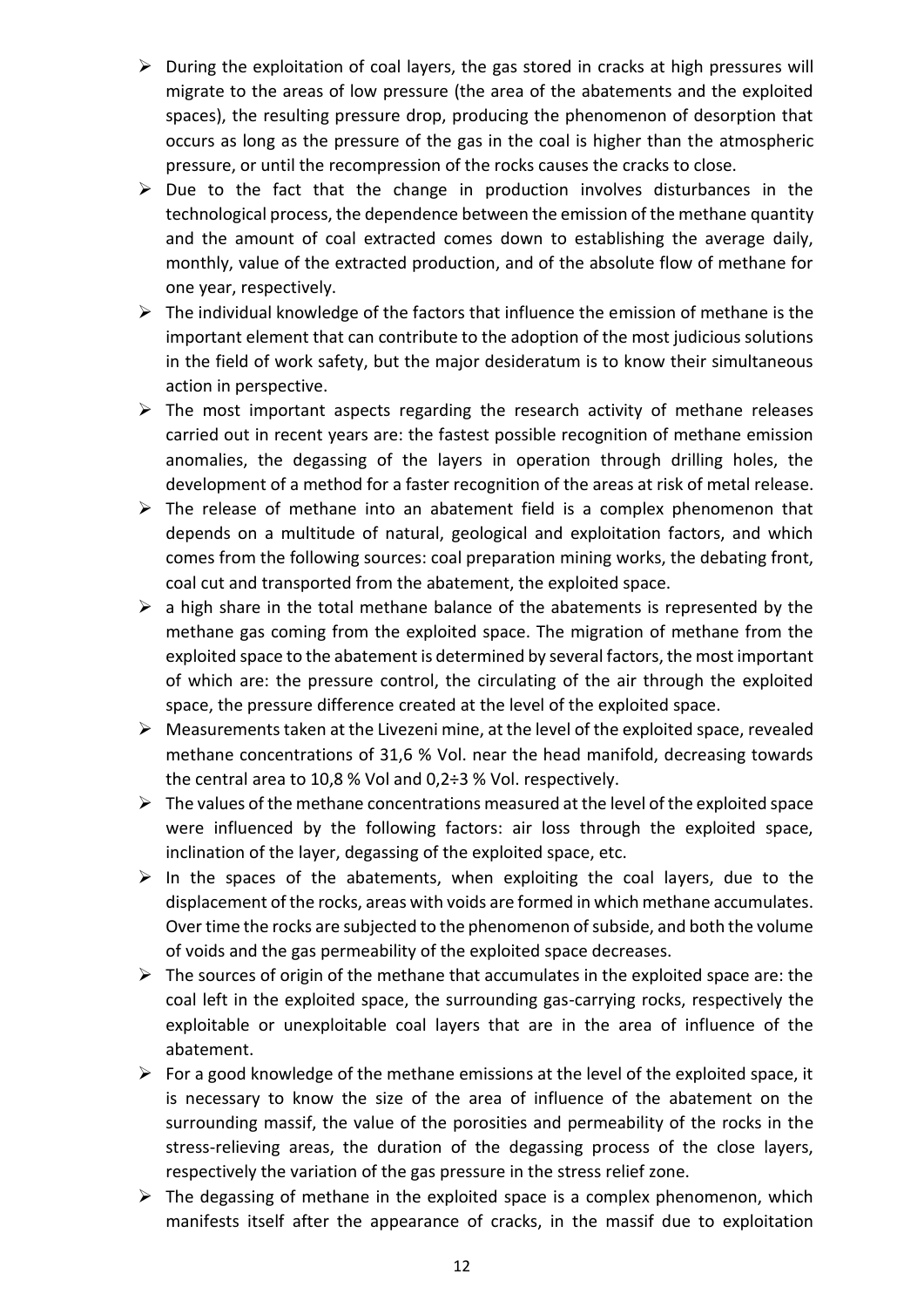- During the exploitation of coal layers, the gas stored in cracks at high pressures will migrate to the areas of low pressure (the area of the abatements and the exploited spaces), the resulting pressure drop, producing the phenomenon of desorption that occurs as long as the pressure of the gas in the coal is higher than the atmospheric pressure, or until the recompression of the rocks causes the cracks to close.
- Due to the fact that the change in production involves disturbances in the technological process, the dependence between the emission of the methane quantity and the amount of coal extracted comes down to establishing the average daily, monthly, value of the extracted production, and of the absolute flow of methane for one year, respectively.
- The individual knowledge of the factors that influence the emission of methane is the important element that can contribute to the adoption of the most judicious solutions in the field of work safety, but the major desideratum is to know their simultaneous action in perspective.
- The most important aspects regarding the research activity of methane releases carried out in recent years are: the fastest possible recognition of methane emission anomalies, the degassing of the layers in operation through drilling holes, the development of a method for a faster recognition of the areas at risk of metal release.
- The release of methane into an abatement field is a complex phenomenon that depends on a multitude of natural, geological and exploitation factors, and which comes from the following sources: coal preparation mining works, the debating front, coal cut and transported from the abatement, the exploited space.
- a high share in the total methane balance of the abatements is represented by the methane gas coming from the exploited space. The migration of methane from the exploited space to the abatement is determined by several factors, the most important of which are: the pressure control, the circulating of the air through the exploited space, the pressure difference created at the level of the exploited space.
- Measurements taken at the Livezeni mine, at the level of the exploited space, revealed methane concentrations of 31,6 % Vol. near the head manifold, decreasing towards the central area to 10,8 % Vol and 0,2÷3 % Vol. respectively.
- The values of the methane concentrations measured at the level of the exploited space were influenced by the following factors: air loss through the exploited space, inclination of the layer, degassing of the exploited space, etc.
- In the spaces of the abatements, when exploiting the coal layers, due to the displacement of the rocks, areas with voids are formed in which methane accumulates. Over time the rocks are subjected to the phenomenon of subside, and both the volume of voids and the gas permeability of the exploited space decreases.
- The sources of origin of the methane that accumulates in the exploited space are: the coal left in the exploited space, the surrounding gas-carrying rocks, respectively the exploitable or unexploitable coal layers that are in the area of influence of the abatement.
- For a good knowledge of the methane emissions at the level of the exploited space, it is necessary to know the size of the area of influence of the abatement on the surrounding massif, the value of the porosities and permeability of the rocks in the stress-relieving areas, the duration of the degassing process of the close layers, respectively the variation of the gas pressure in the stress relief zone.
- The degassing of methane in the exploited space is a complex phenomenon, which manifests itself after the appearance of cracks, in the massif due to exploitation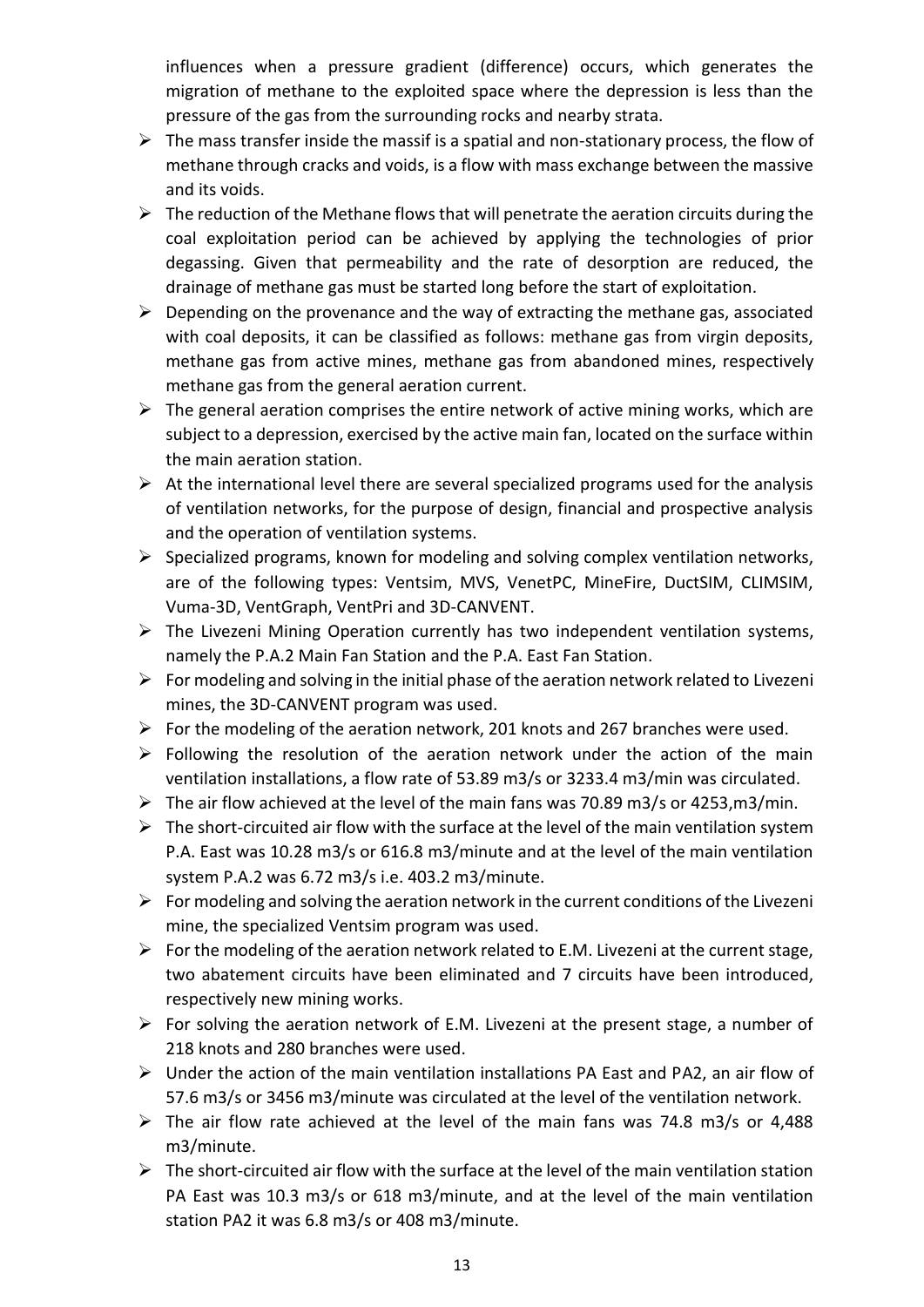influences when a pressure gradient (difference) occurs, which generates the migration of methane to the exploited space where the depression is less than the pressure of the gas from the surrounding rocks and nearby strata.

- The mass transfer inside the massif is a spatial and non-stationary process, the flow of methane through cracks and voids, is a flow with mass exchange between the massive and its voids.
- The reduction of the Methane flows that will penetrate the aeration circuits during the coal exploitation period can be achieved by applying the technologies of prior degassing. Given that permeability and the rate of desorption are reduced, the drainage of methane gas must be started long before the start of exploitation.
- Depending on the provenance and the way of extracting the methane gas, associated with coal deposits, it can be classified as follows: methane gas from virgin deposits, methane gas from active mines, methane gas from abandoned mines, respectively methane gas from the general aeration current.
- The general aeration comprises the entire network of active mining works, which are subject to a depression, exercised by the active main fan, located on the surface within the main aeration station.
- At the international level there are several specialized programs used for the analysis of ventilation networks, for the purpose of design, financial and prospective analysis and the operation of ventilation systems.
- Specialized programs, known for modeling and solving complex ventilation networks, are of the following types: Ventsim, MVS, VenetPC, MineFire, DuctSIM, CLIMSIM, Vuma-3D, VentGraph, VentPri and 3D-CANVENT.
- The Livezeni Mining Operation currently has two independent ventilation systems, namely the P.A.2 Main Fan Station and the P.A. East Fan Station.
- For modeling and solving in the initial phase of the aeration network related to Livezeni mines, the 3D-CANVENT program was used.
- For the modeling of the aeration network, 201 knots and 267 branches were used.
- Following the resolution of the aeration network under the action of the main ventilation installations, a flow rate of 53.89 m3/s or 3233.4 m3/min was circulated.
- The air flow achieved at the level of the main fans was 70.89 m3/s or 4253,m3/min.
- The short-circuited air flow with the surface at the level of the main ventilation system P.A. East was 10.28 m3/s or 616.8 m3/minute and at the level of the main ventilation system P.A.2 was 6.72 m3/s i.e. 403.2 m3/minute.
- For modeling and solving the aeration network in the current conditions of the Livezeni mine, the specialized Ventsim program was used.
- For the modeling of the aeration network related to E.M. Livezeni at the current stage, two abatement circuits have been eliminated and 7 circuits have been introduced, respectively new mining works.
- For solving the aeration network of E.M. Livezeni at the present stage, a number of 218 knots and 280 branches were used.
- Under the action of the main ventilation installations PA East and PA2, an air flow of 57.6 m3/s or 3456 m3/minute was circulated at the level of the ventilation network.
- The air flow rate achieved at the level of the main fans was 74.8 m3/s or 4,488 m3/minute.
- The short-circuited air flow with the surface at the level of the main ventilation station PA East was 10.3 m3/s or 618 m3/minute, and at the level of the main ventilation station PA2 it was 6.8 m3/s or 408 m3/minute.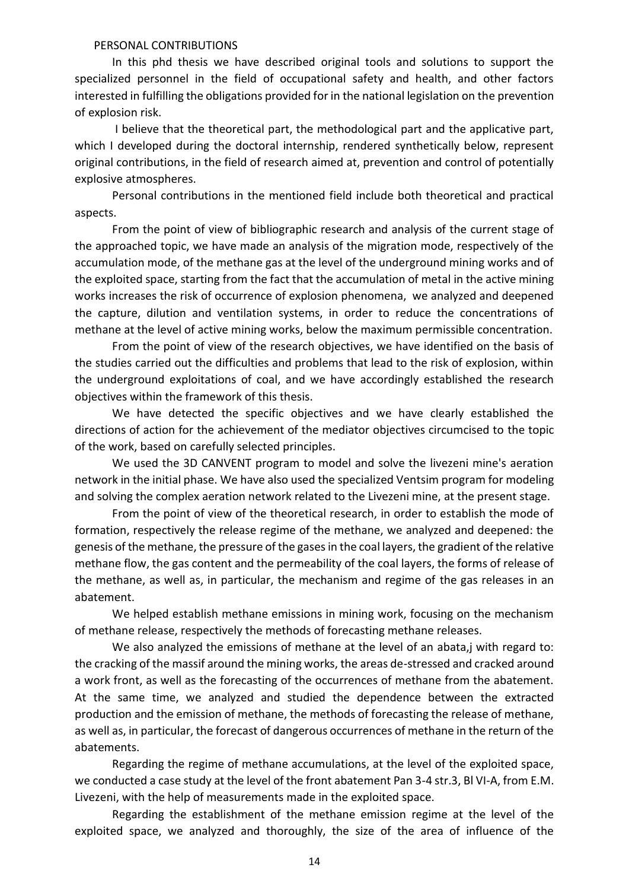PERSONAL CONTRIBUTIONS

In this phd thesis we have described original tools and solutions to support the specialized personnel in the field of occupational safety and health, and other factors interested in fulfilling the obligations provided for in the national legislation on the prevention of explosion risk.

I believe that the theoretical part, the methodological part and the applicative part, which I developed during the doctoral internship, rendered synthetically below, represent original contributions, in the field of research aimed at, prevention and control of potentially explosive atmospheres.

Personal contributions in the mentioned field include both theoretical and practical aspects.

From the point of view of bibliographic research and analysis of the current stage of the approached topic, we have made an analysis of the migration mode, respectively of the accumulation mode, of the methane gas at the level of the underground mining works and of the exploited space, starting from the fact that the accumulation of metal in the active mining works increases the risk of occurrence of explosion phenomena, we analyzed and deepened the capture, dilution and ventilation systems, in order to reduce the concentrations of methane at the level of active mining works, below the maximum permissible concentration.

From the point of view of the research objectives, we have identified on the basis of the studies carried out the difficulties and problems that lead to the risk of explosion, within the underground exploitations of coal, and we have accordingly established the research objectives within the framework of this thesis.

We have detected the specific objectives and we have clearly established the directions of action for the achievement of the mediator objectives circumcised to the topic of the work, based on carefully selected principles.

We used the 3D CANVENT program to model and solve the livezeni mine's aeration network in the initial phase. We have also used the specialized Ventsim program for modeling and solving the complex aeration network related to the Livezeni mine, at the present stage.

From the point of view of the theoretical research, in order to establish the mode of formation, respectively the release regime of the methane, we analyzed and deepened: the genesis of the methane, the pressure of the gases in the coal layers, the gradient of the relative methane flow, the gas content and the permeability of the coal layers, the forms of release of the methane, as well as, in particular, the mechanism and regime of the gas releases in an abatement.

We helped establish methane emissions in mining work, focusing on the mechanism of methane release, respectively the methods of forecasting methane releases.

We also analyzed the emissions of methane at the level of an abata,j with regard to: the cracking of the massif around the mining works, the areas de-stressed and cracked around a work front, as well as the forecasting of the occurrences of methane from the abatement. At the same time, we analyzed and studied the dependence between the extracted production and the emission of methane, the methods of forecasting the release of methane, as well as, in particular, the forecast of dangerous occurrences of methane in the return of the abatements.

Regarding the regime of methane accumulations, at the level of the exploited space, we conducted a case study at the level of the front abatement Pan 3-4 str.3, Bl VI-A, from E.M. Livezeni, with the help of measurements made in the exploited space.

Regarding the establishment of the methane emission regime at the level of the exploited space, we analyzed and thoroughly, the size of the area of influence of the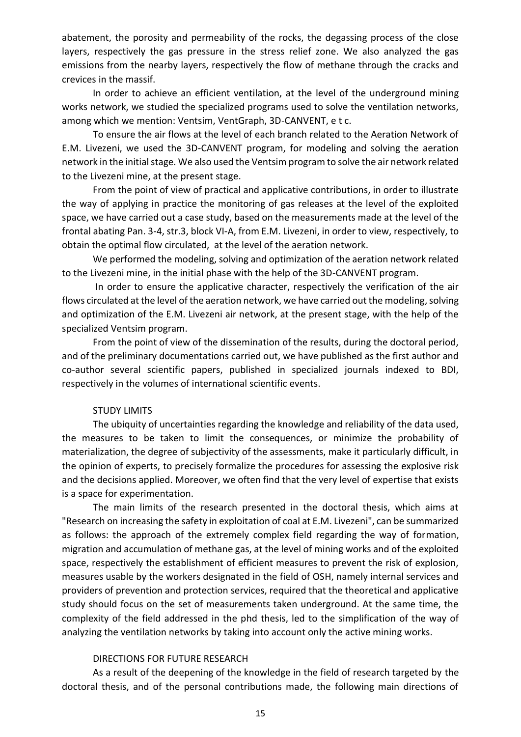abatement, the porosity and permeability of the rocks, the degassing process of the close layers, respectively the gas pressure in the stress relief zone. We also analyzed the gas emissions from the nearby layers, respectively the flow of methane through the cracks and crevices in the massif.

In order to achieve an efficient ventilation, at the level of the underground mining works network, we studied the specialized programs used to solve the ventilation networks, among which we mention: Ventsim, VentGraph, 3D-CANVENT, e t c.

To ensure the air flows at the level of each branch related to the Aeration Network of E.M. Livezeni, we used the 3D-CANVENT program, for modeling and solving the aeration network in the initial stage. We also used the Ventsim program to solve the air network related to the Livezeni mine, at the present stage.

From the point of view of practical and applicative contributions, in order to illustrate the way of applying in practice the monitoring of gas releases at the level of the exploited space, we have carried out a case study, based on the measurements made at the level of the frontal abating Pan. 3-4, str.3, block VI-A, from E.M. Livezeni, in order to view, respectively, to obtain the optimal flow circulated, at the level of the aeration network.

We performed the modeling, solving and optimization of the aeration network related to the Livezeni mine, in the initial phase with the help of the 3D-CANVENT program.

In order to ensure the applicative character, respectively the verification of the air flows circulated at the level of the aeration network, we have carried out the modeling, solving and optimization of the E.M. Livezeni air network, at the present stage, with the help of the specialized Ventsim program.

From the point of view of the dissemination of the results, during the doctoral period, and of the preliminary documentations carried out, we have published as the first author and co-author several scientific papers, published in specialized journals indexed to BDI, respectively in the volumes of international scientific events.

## STUDY LIMITS

The ubiquity of uncertainties regarding the knowledge and reliability of the data used, the measures to be taken to limit the consequences, or minimize the probability of materialization, the degree of subjectivity of the assessments, make it particularly difficult, in the opinion of experts, to precisely formalize the procedures for assessing the explosive risk and the decisions applied. Moreover, we often find that the very level of expertise that exists is a space for experimentation.

The main limits of the research presented in the doctoral thesis, which aims at "Research on increasing the safety in exploitation of coal at E.M. Livezeni", can be summarized as follows: the approach of the extremely complex field regarding the way of formation, migration and accumulation of methane gas, at the level of mining works and of the exploited space, respectively the establishment of efficient measures to prevent the risk of explosion, measures usable by the workers designated in the field of OSH, namely internal services and providers of prevention and protection services, required that the theoretical and applicative study should focus on the set of measurements taken underground. At the same time, the complexity of the field addressed in the phd thesis, led to the simplification of the way of analyzing the ventilation networks by taking into account only the active mining works.

## DIRECTIONS FOR FUTURE RESEARCH

As a result of the deepening of the knowledge in the field of research targeted by the doctoral thesis, and of the personal contributions made, the following main directions of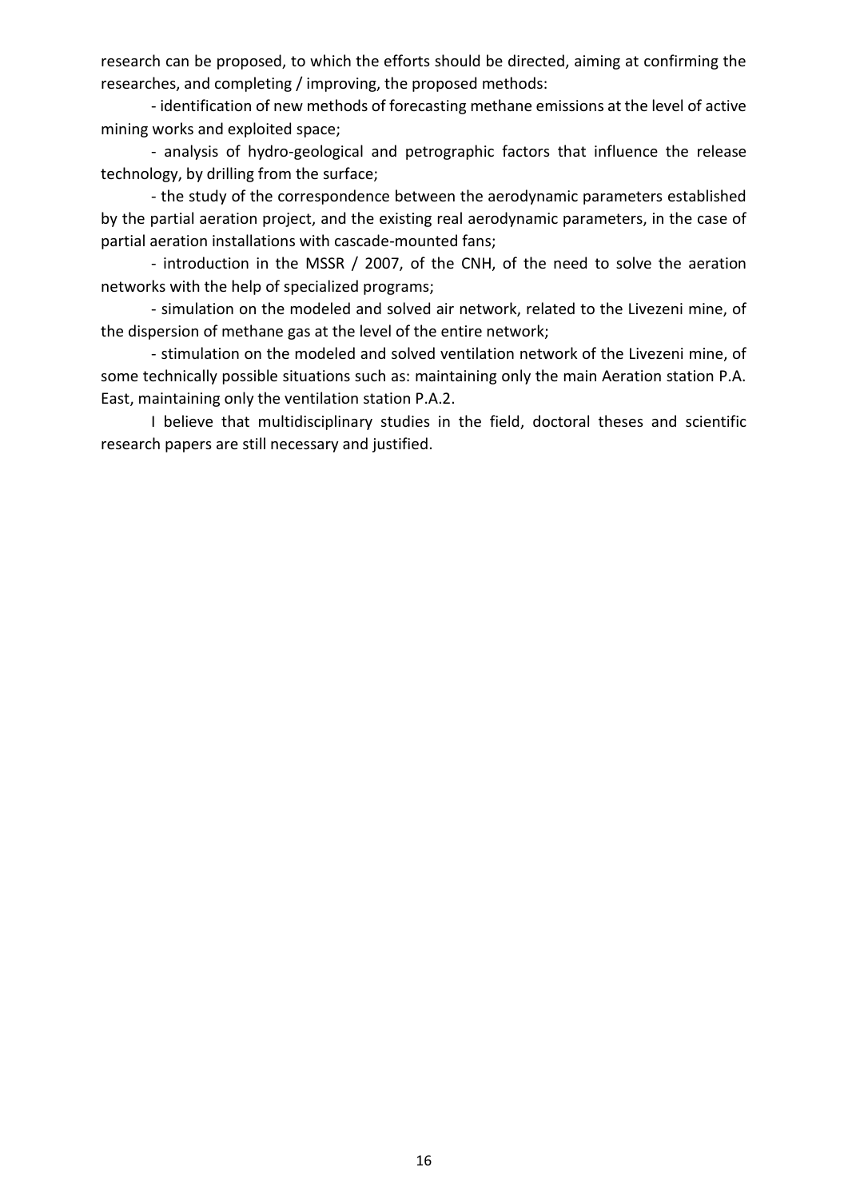research can be proposed, to which the efforts should be directed, aiming at confirming the researches, and completing / improving, the proposed methods:

- identification of new methods of forecasting methane emissions at the level of active mining works and exploited space;
- analysis of hydro-geological and petrographic factors that influence the release technology, by drilling from the surface;
- the study of the correspondence between the aerodynamic parameters established by the partial aeration project, and the existing real aerodynamic parameters, in the case of partial aeration installations with cascade-mounted fans;
- introduction in the MSSR / 2007, of the CNH, of the need to solve the aeration networks with the help of specialized programs;
- simulation on the modeled and solved air network, related to the Livezeni mine, of the dispersion of methane gas at the level of the entire network;
- stimulation on the modeled and solved ventilation network of the Livezeni mine, of some technically possible situations such as: maintaining only the main Aeration station P.A. East, maintaining only the ventilation station P.A.2.

I believe that multidisciplinary studies in the field, doctoral theses and scientific research papers are still necessary and justified.